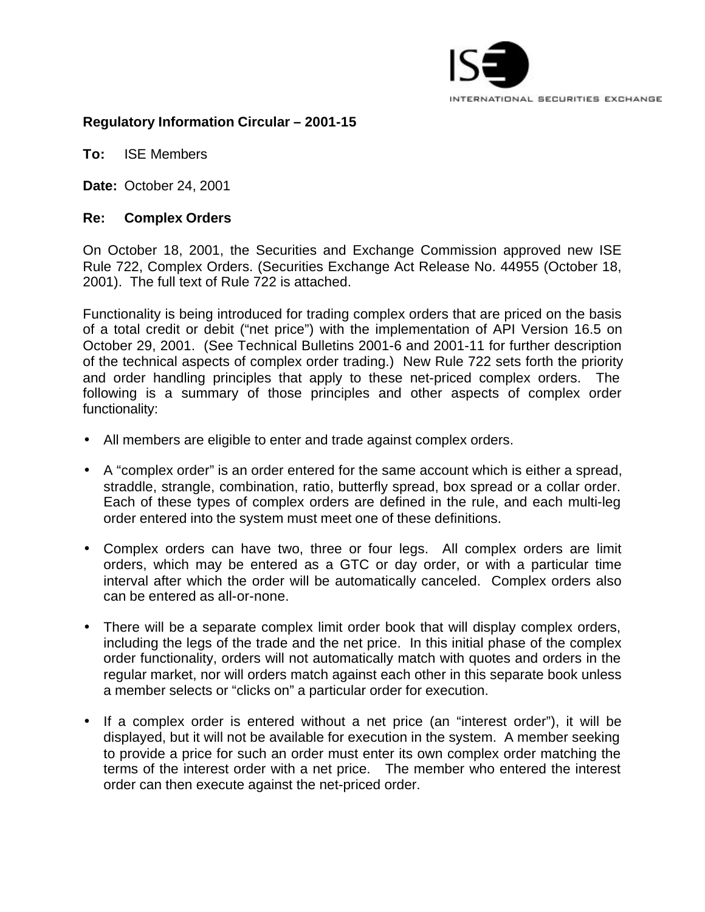**Regulatory Information Circular – 2001-15**

**To:** ISE Members

**Date:** October 24, 2001

**Re: Complex Orders**

On October 18, 2001, the Securities and Exchange Commission approved new ISE Rule 722, Complex Orders. (Securities Exchange Act Release No. 44955 (October 18, 2001). The full text of Rule 722 is attached.

Functionality is being introduced for trading complex orders that are priced on the basis of a total credit or debit ("net price") with the implementation of API Version 16.5 on October 29, 2001. (See Technical Bulletins 2001-6 and 2001-11 for further description of the technical aspects of complex order trading.) New Rule 722 sets forth the priority and order handling principles that apply to these net-priced complex orders. The following is a summary of those principles and other aspects of complex order functionality:

- All members are eligible to enter and trade against complex orders.

- A "complex order" is an order entered for the same account which is either a spread, straddle, strangle, combination, ratio, butterfly spread, box spread or a collar order. Each of these types of complex orders are defined in the rule, and each multi-leg order entered into the system must meet one of these definitions.

- Complex orders can have two, three or four legs. All complex orders are limit orders, which may be entered as a GTC or day order, or with a particular time interval after which the order will be automatically canceled. Complex orders also can be entered as all-or-none.

- There will be a separate complex limit order book that will display complex orders, including the legs of the trade and the net price. In this initial phase of the complex order functionality, orders will not automatically match with quotes and orders in the regular market, nor will orders match against each other in this separate book unless a member selects or "clicks on" a particular order for execution.

- If a complex order is entered without a net price (an "interest order"), it will be displayed, but it will not be available for execution in the system. A member seeking to provide a price for such an order must enter its own complex order matching the terms of the interest order with a net price. The member who entered the interest order can then execute against the net-priced order.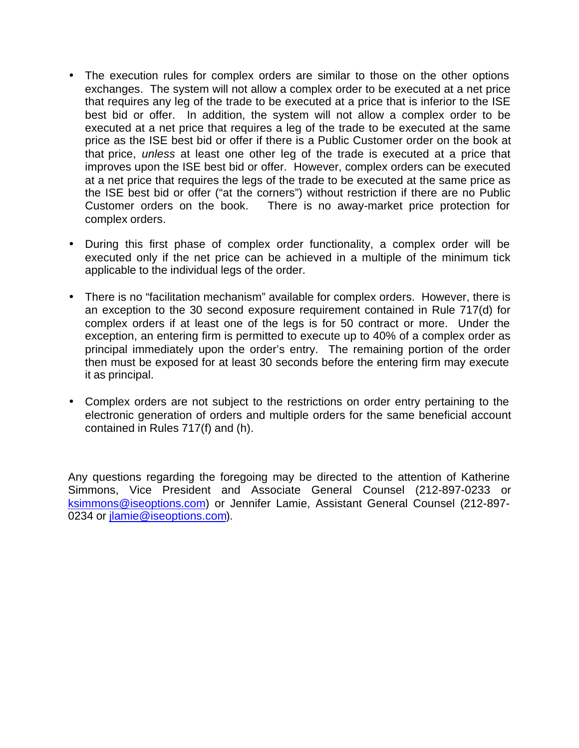- The execution rules for complex orders are similar to those on the other options exchanges. The system will not allow a complex order to be executed at a net price that requires any leg of the trade to be executed at a price that is inferior to the ISE best bid or offer. In addition, the system will not allow a complex order to be executed at a net price that requires a leg of the trade to be executed at the same price as the ISE best bid or offer if there is a Public Customer order on the book at that price, *unless* at least one other leg of the trade is executed at a price that improves upon the ISE best bid or offer. However, complex orders can be executed at a net price that requires the legs of the trade to be executed at the same price as the ISE best bid or offer ("at the corners") without restriction if there are no Public Customer orders on the book. There is no away-market price protection for complex orders.

- During this first phase of complex order functionality, a complex order will be executed only if the net price can be achieved in a multiple of the minimum tick applicable to the individual legs of the order.

- There is no "facilitation mechanism" available for complex orders. However, there is an exception to the 30 second exposure requirement contained in Rule 717(d) for complex orders if at least one of the legs is for 50 contract or more. Under the exception, an entering firm is permitted to execute up to 40% of a complex order as principal immediately upon the order's entry. The remaining portion of the order then must be exposed for at least 30 seconds before the entering firm may execute it as principal.

- Complex orders are not subject to the restrictions on order entry pertaining to the electronic generation of orders and multiple orders for the same beneficial account contained in Rules 717(f) and (h).

Any questions regarding the foregoing may be directed to the attention of Katherine Simmons, Vice President and Associate General Counsel (212-897-0233 or ksimmons@iseoptions.com) or Jennifer Lamie, Assistant General Counsel (212-897-0234 or jlamie@iseoptions.com).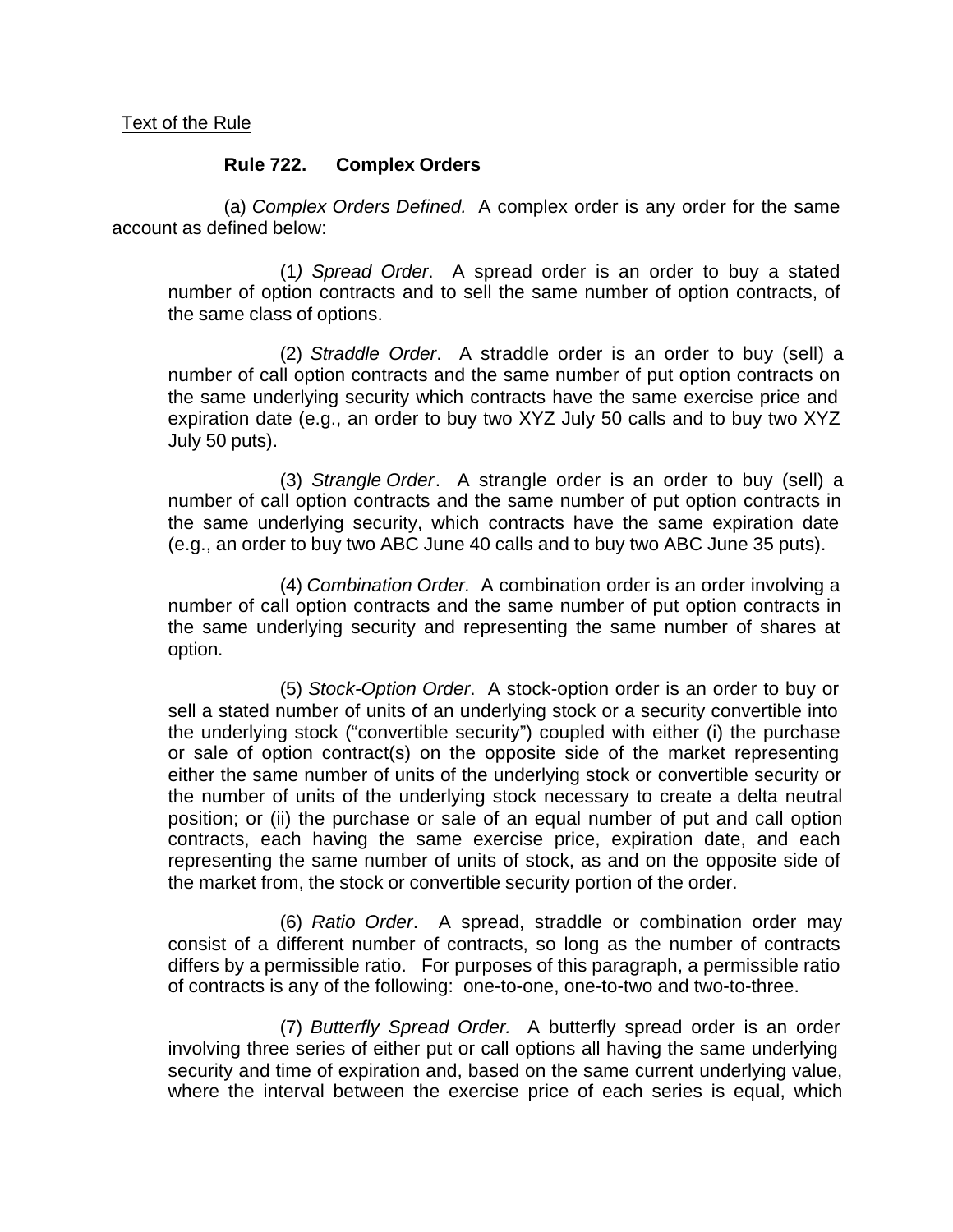<u>Text of the Rule</u>

**Rule 722. Complex Orders**

(a) *Complex Orders Defined.* A complex order is any order for the same account as defined below:

(1) *Spread Order*. A spread order is an order to buy a stated number of option contracts and to sell the same number of option contracts, of the same class of options.

(2) *Straddle Order*. A straddle order is an order to buy (sell) a number of call option contracts and the same number of put option contracts on the same underlying security which contracts have the same exercise price and expiration date (e.g., an order to buy two XYZ July 50 calls and to buy two XYZ July 50 puts).

(3) *Strangle Order*. A strangle order is an order to buy (sell) a number of call option contracts and the same number of put option contracts in the same underlying security, which contracts have the same expiration date (e.g., an order to buy two ABC June 40 calls and to buy two ABC June 35 puts).

(4) *Combination Order.* A combination order is an order involving a number of call option contracts and the same number of put option contracts in the same underlying security and representing the same number of shares at option.

(5) *Stock-Option Order*. A stock-option order is an order to buy or sell a stated number of units of an underlying stock or a security convertible into the underlying stock ("convertible security") coupled with either (i) the purchase or sale of option contract(s) on the opposite side of the market representing either the same number of units of the underlying stock or convertible security or the number of units of the underlying stock necessary to create a delta neutral position; or (ii) the purchase or sale of an equal number of put and call option contracts, each having the same exercise price, expiration date, and each representing the same number of units of stock, as and on the opposite side of the market from, the stock or convertible security portion of the order.

(6) *Ratio Order*. A spread, straddle or combination order may consist of a different number of contracts, so long as the number of contracts differs by a permissible ratio. For purposes of this paragraph, a permissible ratio of contracts is any of the following: one-to-one, one-to-two and two-to-three.

(7) *Butterfly Spread Order.* A butterfly spread order is an order involving three series of either put or call options all having the same underlying security and time of expiration and, based on the same current underlying value, where the interval between the exercise price of each series is equal, which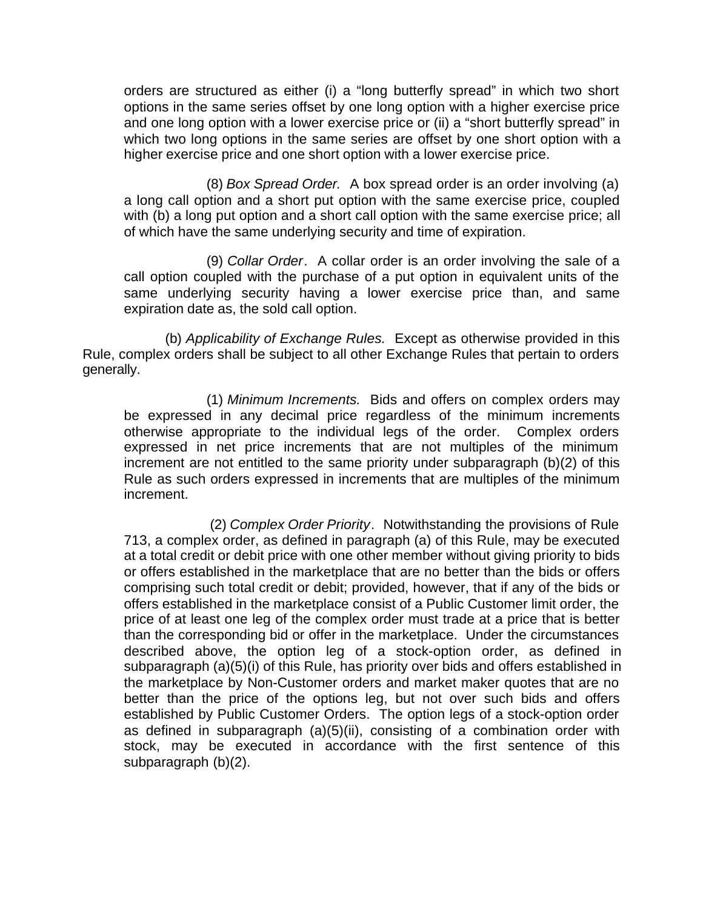orders are structured as either (i) a "long butterfly spread" in which two short options in the same series offset by one long option with a higher exercise price and one long option with a lower exercise price or (ii) a "short butterfly spread" in which two long options in the same series are offset by one short option with a higher exercise price and one short option with a lower exercise price.

(8) *Box Spread Order.* A box spread order is an order involving (a) a long call option and a short put option with the same exercise price, coupled with (b) a long put option and a short call option with the same exercise price; all of which have the same underlying security and time of expiration.

(9) *Collar Order*. A collar order is an order involving the sale of a call option coupled with the purchase of a put option in equivalent units of the same underlying security having a lower exercise price than, and same expiration date as, the sold call option.

(b) *Applicability of Exchange Rules.* Except as otherwise provided in this Rule, complex orders shall be subject to all other Exchange Rules that pertain to orders generally.

(1) *Minimum Increments.* Bids and offers on complex orders may be expressed in any decimal price regardless of the minimum increments otherwise appropriate to the individual legs of the order. Complex orders expressed in net price increments that are not multiples of the minimum increment are not entitled to the same priority under subparagraph (b)(2) of this Rule as such orders expressed in increments that are multiples of the minimum increment.

(2) *Complex Order Priority*. Notwithstanding the provisions of Rule 713, a complex order, as defined in paragraph (a) of this Rule, may be executed at a total credit or debit price with one other member without giving priority to bids or offers established in the marketplace that are no better than the bids or offers comprising such total credit or debit; provided, however, that if any of the bids or offers established in the marketplace consist of a Public Customer limit order, the price of at least one leg of the complex order must trade at a price that is better than the corresponding bid or offer in the marketplace. Under the circumstances described above, the option leg of a stock-option order, as defined in subparagraph (a)(5)(i) of this Rule, has priority over bids and offers established in the marketplace by Non-Customer orders and market maker quotes that are no better than the price of the options leg, but not over such bids and offers established by Public Customer Orders. The option legs of a stock-option order as defined in subparagraph (a)(5)(ii), consisting of a combination order with stock, may be executed in accordance with the first sentence of this subparagraph (b)(2).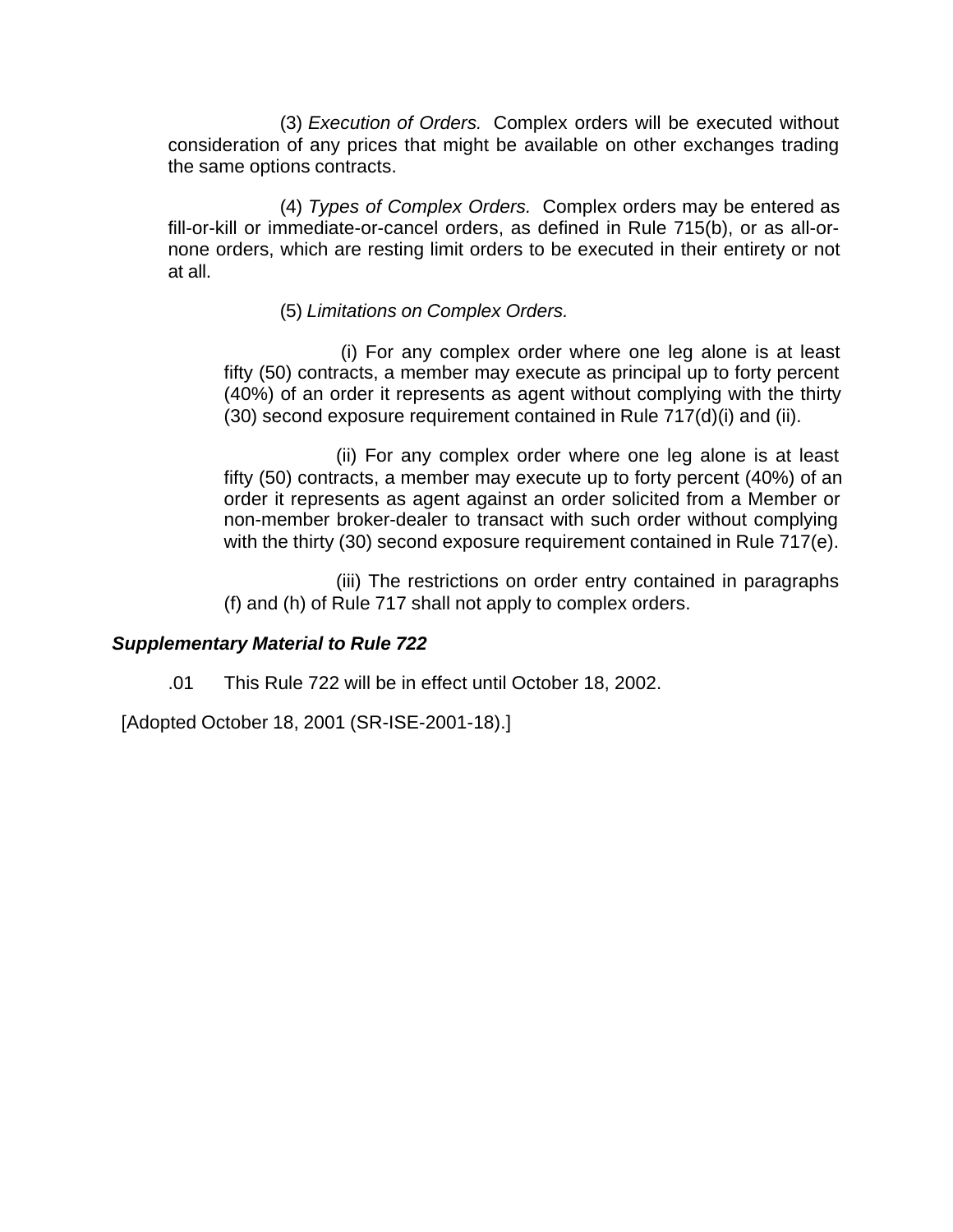(3) *Execution of Orders.* Complex orders will be executed without consideration of any prices that might be available on other exchanges trading the same options contracts.

(4) *Types of Complex Orders.* Complex orders may be entered as fill-or-kill or immediate-or-cancel orders, as defined in Rule 715(b), or as all-or-none orders, which are resting limit orders to be executed in their entirety or not at all.

(5) *Limitations on Complex Orders.*

(i) For any complex order where one leg alone is at least fifty (50) contracts, a member may execute as principal up to forty percent (40%) of an order it represents as agent without complying with the thirty (30) second exposure requirement contained in Rule 717(d)(i) and (ii).

(ii) For any complex order where one leg alone is at least fifty (50) contracts, a member may execute up to forty percent (40%) of an order it represents as agent against an order solicited from a Member or non-member broker-dealer to transact with such order without complying with the thirty (30) second exposure requirement contained in Rule 717(e).

(iii) The restrictions on order entry contained in paragraphs (f) and (h) of Rule 717 shall not apply to complex orders.

***Supplementary Material to Rule 722***

.01 This Rule 722 will be in effect until October 18, 2002.

[Adopted October 18, 2001 (SR-ISE-2001-18).]